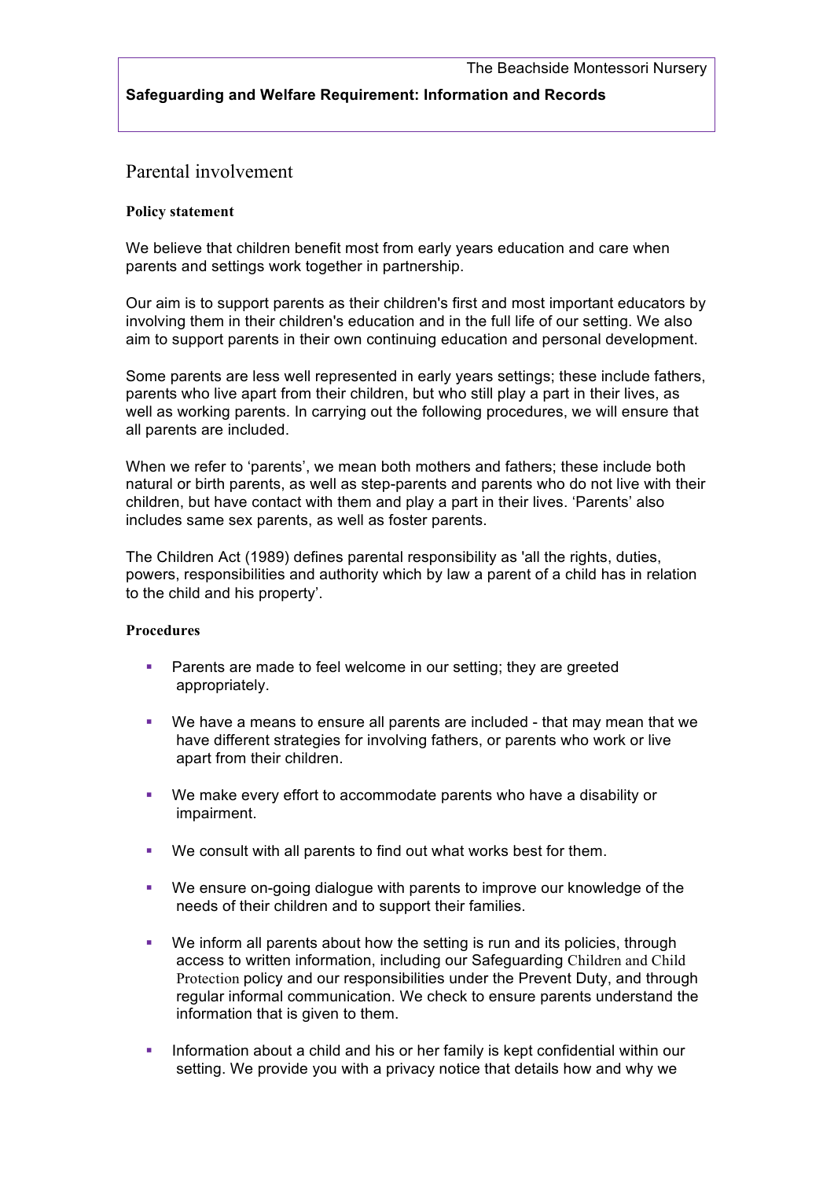The Beachside Montessori Nursery

**Safeguarding and Welfare Requirement: Information and Records**

# Parental involvement

### Policy statement

We believe that children benefit most from early years education and care when parents and settings work together in partnership.

Our aim is to support parents as their children's first and most important educators by involving them in their children's education and in the full life of our setting. We also aim to support parents in their own continuing education and personal development.

Some parents are less well represented in early years settings; these include fathers, parents who live apart from their children, but who still play a part in their lives, as well as working parents. In carrying out the following procedures, we will ensure that all parents are included.

When we refer to 'parents', we mean both mothers and fathers; these include both natural or birth parents, as well as step-parents and parents who do not live with their children, but have contact with them and play a part in their lives. 'Parents' also includes same sex parents, as well as foster parents.

The Children Act (1989) defines parental responsibility as 'all the rights, duties, powers, responsibilities and authority which by law a parent of a child has in relation to the child and his property'.

### Procedures

- Parents are made to feel welcome in our setting; they are greeted appropriately.
- We have a means to ensure all parents are included - that may mean that we have different strategies for involving fathers, or parents who work or live apart from their children.
- We make every effort to accommodate parents who have a disability or impairment.
- We consult with all parents to find out what works best for them.
- We ensure on-going dialogue with parents to improve our knowledge of the needs of their children and to support their families.
- We inform all parents about how the setting is run and its policies, through access to written information, including our Safeguarding Children and Child Protection policy and our responsibilities under the Prevent Duty, and through regular informal communication. We check to ensure parents understand the information that is given to them.
- Information about a child and his or her family is kept confidential within our setting. We provide you with a privacy notice that details how and why we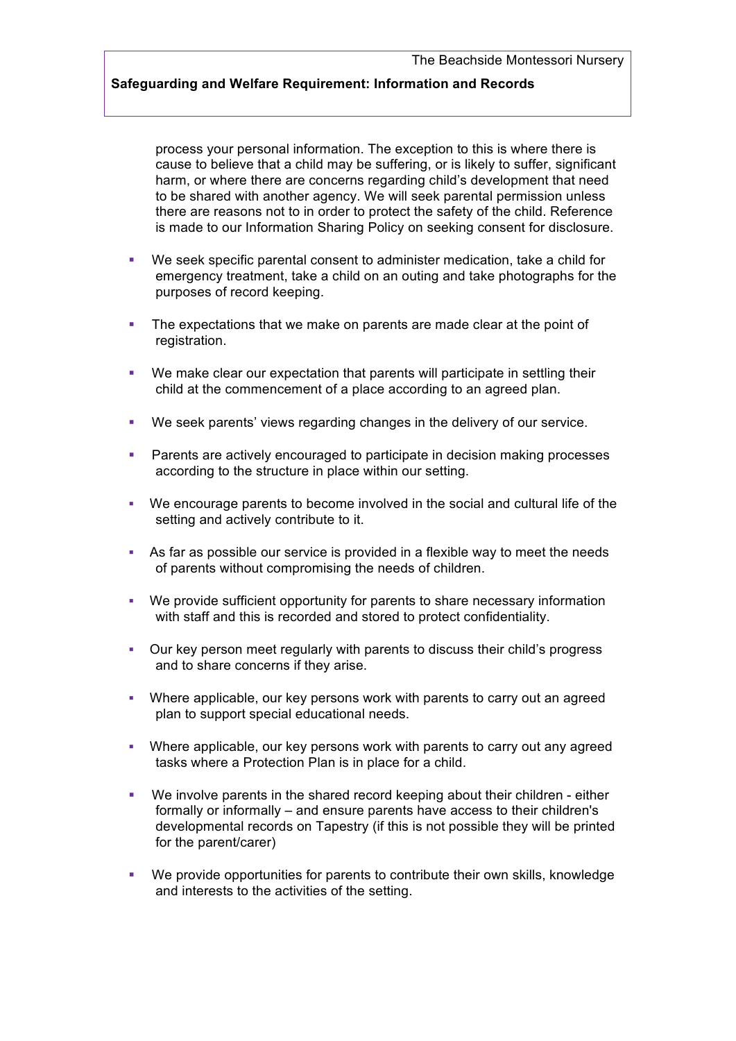process your personal information. The exception to this is where there is cause to believe that a child may be suffering, or is likely to suffer, significant harm, or where there are concerns regarding child's development that need to be shared with another agency. We will seek parental permission unless there are reasons not to in order to protect the safety of the child. Reference is made to our Information Sharing Policy on seeking consent for disclosure.

- We seek specific parental consent to administer medication, take a child for emergency treatment, take a child on an outing and take photographs for the purposes of record keeping.
- The expectations that we make on parents are made clear at the point of registration.
- We make clear our expectation that parents will participate in settling their child at the commencement of a place according to an agreed plan.
- We seek parents' views regarding changes in the delivery of our service.
- Parents are actively encouraged to participate in decision making processes according to the structure in place within our setting.
- We encourage parents to become involved in the social and cultural life of the setting and actively contribute to it.
- As far as possible our service is provided in a flexible way to meet the needs of parents without compromising the needs of children.
- We provide sufficient opportunity for parents to share necessary information with staff and this is recorded and stored to protect confidentiality.
- Our key person meet regularly with parents to discuss their child's progress and to share concerns if they arise.
- Where applicable, our key persons work with parents to carry out an agreed plan to support special educational needs.
- Where applicable, our key persons work with parents to carry out any agreed tasks where a Protection Plan is in place for a child.
- We involve parents in the shared record keeping about their children - either formally or informally – and ensure parents have access to their children's developmental records on Tapestry (if this is not possible they will be printed for the parent/carer)
- We provide opportunities for parents to contribute their own skills, knowledge and interests to the activities of the setting.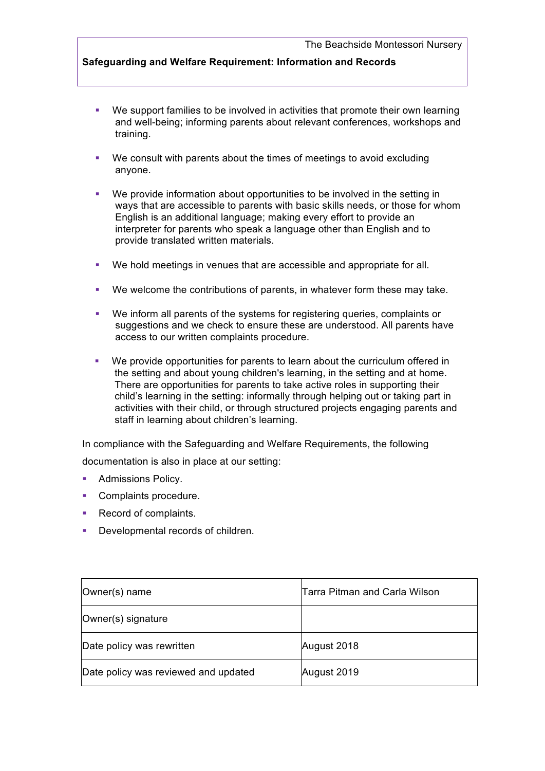- We support families to be involved in activities that promote their own learning and well-being; informing parents about relevant conferences, workshops and training.

- We consult with parents about the times of meetings to avoid excluding anyone.

- We provide information about opportunities to be involved in the setting in ways that are accessible to parents with basic skills needs, or those for whom English is an additional language; making every effort to provide an interpreter for parents who speak a language other than English and to provide translated written materials.

- We hold meetings in venues that are accessible and appropriate for all.

- We welcome the contributions of parents, in whatever form these may take.

- We inform all parents of the systems for registering queries, complaints or suggestions and we check to ensure these are understood. All parents have access to our written complaints procedure.

- We provide opportunities for parents to learn about the curriculum offered in the setting and about young children's learning, in the setting and at home. There are opportunities for parents to take active roles in supporting their child's learning in the setting: informally through helping out or taking part in activities with their child, or through structured projects engaging parents and staff in learning about children's learning.

In compliance with the Safeguarding and Welfare Requirements, the following documentation is also in place at our setting:

- Admissions Policy.
- Complaints procedure.
- Record of complaints.
- Developmental records of children.

| | |
|---|---|
| Owner(s) name | Tarra Pitman and Carla Wilson |
| Owner(s) signature | |
| Date policy was rewritten | August 2018 |
| Date policy was reviewed and updated | August 2019 |